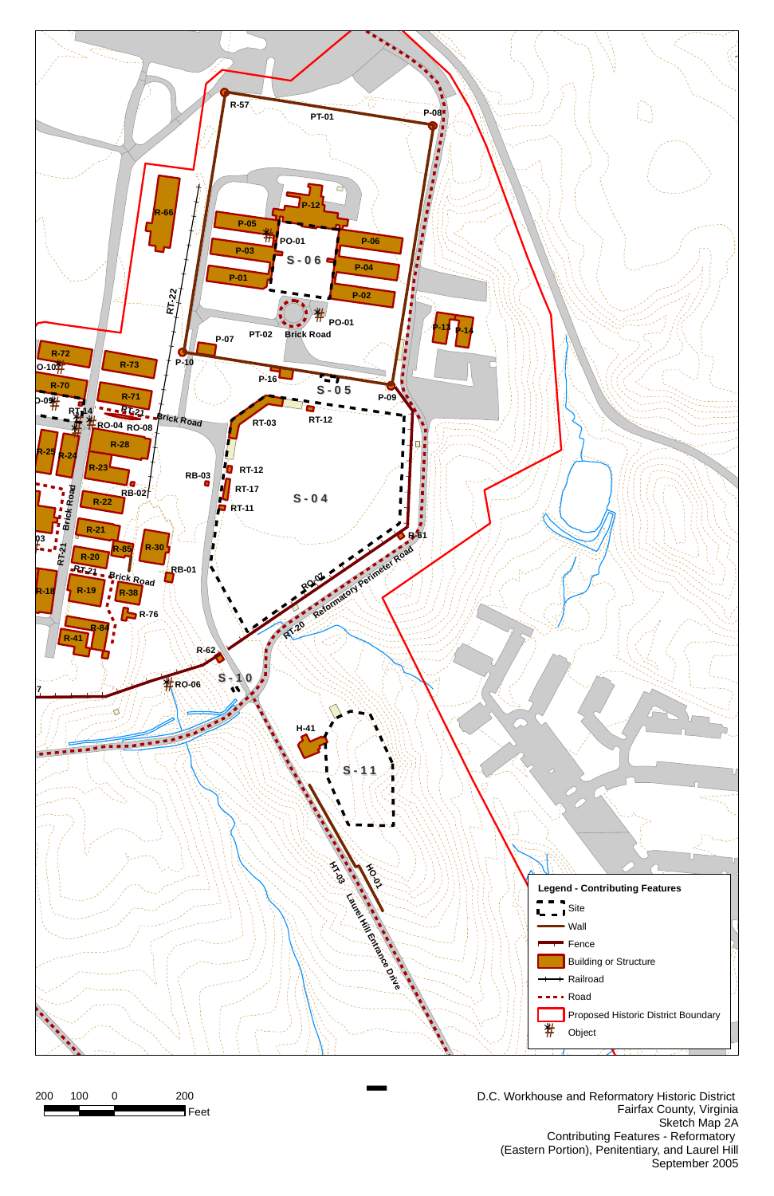R-57
PT-01
P-08
P-12
R-66
P-05
PO-01
P-06
P-03
S-06
P-04
P-01
RT-22
P-02
PO-01
P-13
P-14
P-07
PT-02
Brick Road
R-72
P-10
O-10
R-73
P-16
S-05
R-70
P-09
R-71
O-09
RT-14
RT-21
Brick Road
RT-03
RT-12
RO-04
RO-08
R-25
R-28
R-24
R-23
RT-12
RB-03
RT-17
RB-02
S-04
Brick Road
R-22
RT-11
R-21
R-61
03
R-85
R-30
RT-21
R-20
RB-01
Reformatory Perimeter Road
RT-21
Brick Road
RO-07
R-18
R-19
R-38
R-76
RT-20
R-84
R-41
R-62
S-10
RO-06
7
H-41
S-11
HT-03
HO-01
Laurel Hill Entrance Drive

**Legend - Contributing Features**

- Site
- Wall
- Fence
- Building or Structure
- Railroad
- Road
- Proposed Historic District Boundary
- Object

200 100 0 200
Feet

D.C. Workhouse and Reformatory Historic District
Fairfax County, Virginia
Sketch Map 2A
Contributing Features - Reformatory
(Eastern Portion), Penitentiary, and Laurel Hill
September 2005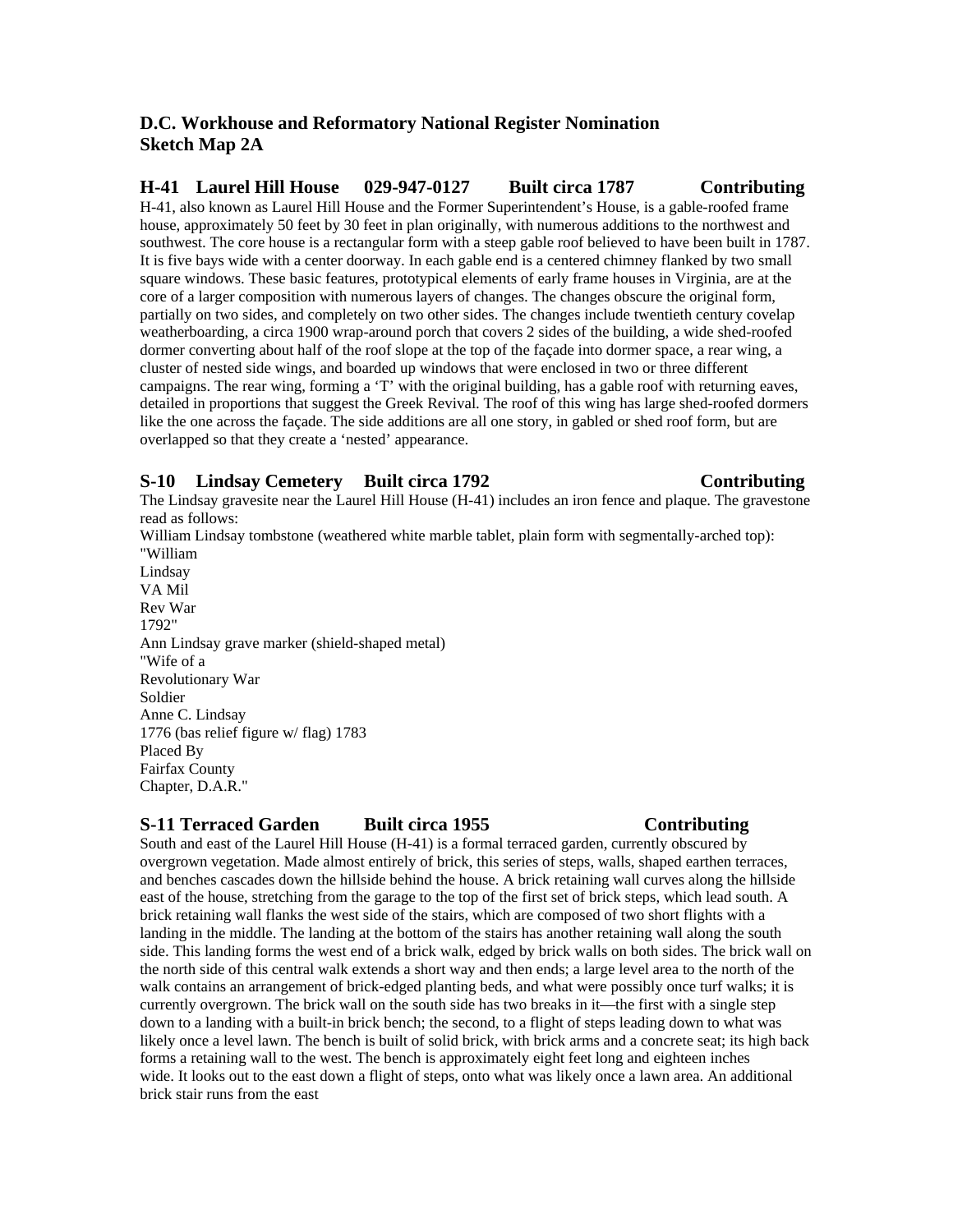**D.C. Workhouse and Reformatory National Register Nomination**
**Sketch Map 2A**

### H-41 Laurel Hill House 029-947-0127 Built circa 1787 Contributing

H-41, also known as Laurel Hill House and the Former Superintendent's House, is a gable-roofed frame house, approximately 50 feet by 30 feet in plan originally, with numerous additions to the northwest and southwest. The core house is a rectangular form with a steep gable roof believed to have been built in 1787. It is five bays wide with a center doorway. In each gable end is a centered chimney flanked by two small square windows. These basic features, prototypical elements of early frame houses in Virginia, are at the core of a larger composition with numerous layers of changes. The changes obscure the original form, partially on two sides, and completely on two other sides. The changes include twentieth century covelap weatherboarding, a circa 1900 wrap-around porch that covers 2 sides of the building, a wide shed-roofed dormer converting about half of the roof slope at the top of the façade into dormer space, a rear wing, a cluster of nested side wings, and boarded up windows that were enclosed in two or three different campaigns. The rear wing, forming a 'T' with the original building, has a gable roof with returning eaves, detailed in proportions that suggest the Greek Revival. The roof of this wing has large shed-roofed dormers like the one across the façade. The side additions are all one story, in gabled or shed roof form, but are overlapped so that they create a 'nested' appearance.

### S-10 Lindsay Cemetery Built circa 1792 Contributing

The Lindsay gravesite near the Laurel Hill House (H-41) includes an iron fence and plaque. The gravestone read as follows:
William Lindsay tombstone (weathered white marble tablet, plain form with segmentally-arched top):
"William
Lindsay
VA Mil
Rev War
1792"
Ann Lindsay grave marker (shield-shaped metal)
"Wife of a
Revolutionary War
Soldier
Anne C. Lindsay
1776 (bas relief figure w/ flag) 1783
Placed By
Fairfax County
Chapter, D.A.R."

### S-11 Terraced Garden Built circa 1955 Contributing

South and east of the Laurel Hill House (H-41) is a formal terraced garden, currently obscured by overgrown vegetation. Made almost entirely of brick, this series of steps, walls, shaped earthen terraces, and benches cascades down the hillside behind the house. A brick retaining wall curves along the hillside east of the house, stretching from the garage to the top of the first set of brick steps, which lead south. A brick retaining wall flanks the west side of the stairs, which are composed of two short flights with a landing in the middle. The landing at the bottom of the stairs has another retaining wall along the south side. This landing forms the west end of a brick walk, edged by brick walls on both sides. The brick wall on the north side of this central walk extends a short way and then ends; a large level area to the north of the walk contains an arrangement of brick-edged planting beds, and what were possibly once turf walks; it is currently overgrown. The brick wall on the south side has two breaks in it—the first with a single step down to a landing with a built-in brick bench; the second, to a flight of steps leading down to what was likely once a level lawn. The bench is built of solid brick, with brick arms and a concrete seat; its high back forms a retaining wall to the west. The bench is approximately eight feet long and eighteen inches wide. It looks out to the east down a flight of steps, onto what was likely once a lawn area. An additional brick stair runs from the east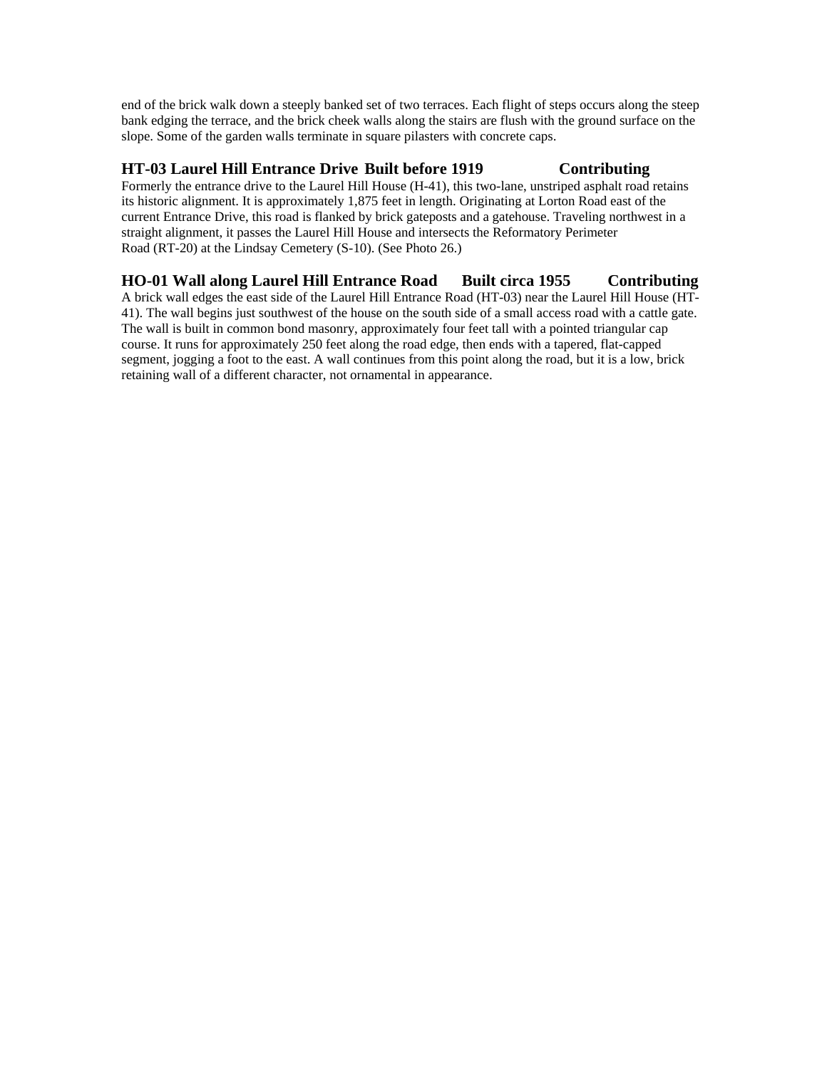end of the brick walk down a steeply banked set of two terraces. Each flight of steps occurs along the steep bank edging the terrace, and the brick cheek walls along the stairs are flush with the ground surface on the slope. Some of the garden walls terminate in square pilasters with concrete caps.

### HT-03 Laurel Hill Entrance Drive Built before 1919 Contributing

Formerly the entrance drive to the Laurel Hill House (H-41), this two-lane, unstriped asphalt road retains its historic alignment. It is approximately 1,875 feet in length. Originating at Lorton Road east of the current Entrance Drive, this road is flanked by brick gateposts and a gatehouse. Traveling northwest in a straight alignment, it passes the Laurel Hill House and intersects the Reformatory Perimeter Road (RT-20) at the Lindsay Cemetery (S-10). (See Photo 26.)

### HO-01 Wall along Laurel Hill Entrance Road Built circa 1955 Contributing

A brick wall edges the east side of the Laurel Hill Entrance Road (HT-03) near the Laurel Hill House (HT-41). The wall begins just southwest of the house on the south side of a small access road with a cattle gate. The wall is built in common bond masonry, approximately four feet tall with a pointed triangular cap course. It runs for approximately 250 feet along the road edge, then ends with a tapered, flat-capped segment, jogging a foot to the east. A wall continues from this point along the road, but it is a low, brick retaining wall of a different character, not ornamental in appearance.